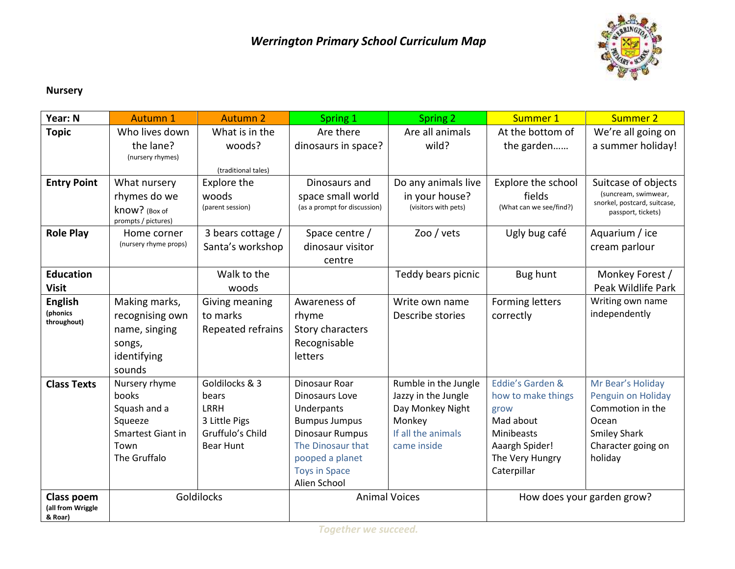# *Werrington Primary School Curriculum Map*

**Nursery**

| **Year: N** | Autumn 1 | Autumn 2 | Spring 1 | Spring 2 | Summer 1 | Summer 2 |
|---|---|---|---|---|---|---|
| **Topic** | Who lives down the lane? (nursery rhymes) | What is in the woods? (traditional tales) | Are there dinosaurs in space? | Are all animals wild? | At the bottom of the garden…… | We're all going on a summer holiday! |
| **Entry Point** | What nursery rhymes do we know? (Box of prompts / pictures) | Explore the woods (parent session) | Dinosaurs and space small world (as a prompt for discussion) | Do any animals live in your house? (visitors with pets) | Explore the school fields (What can we see/find?) | Suitcase of objects (suncream, swimwear, snorkel, postcard, suitcase, passport, tickets) |
| **Role Play** | Home corner (nursery rhyme props) | 3 bears cottage / Santa's workshop | Space centre / dinosaur visitor centre | Zoo / vets | Ugly bug café | Aquarium / ice cream parlour |
| **Education Visit** | | Walk to the woods | | Teddy bears picnic | Bug hunt | Monkey Forest / Peak Wildlife Park |
| **English** (phonics throughout) | Making marks, recognising own name, singing songs, identifying sounds | Giving meaning to marks<br>Repeated refrains | Awareness of rhyme<br>Story characters<br>Recognisable letters | Write own name<br>Describe stories | Forming letters correctly | Writing own name independently |
| **Class Texts** | Nursery rhyme books<br>Squash and a Squeeze<br>Smartest Giant in Town<br>The Gruffalo | Goldilocks & 3 bears<br>LRRH<br>3 Little Pigs<br>Gruffulo's Child<br>Bear Hunt | Dinosaur Roar<br>Dinosaurs Love Underpants<br>Bumpus Jumpus<br>Dinosaur Rumpus<br>The Dinosaur that pooped a planet<br>Toys in Space<br>Alien School | Rumble in the Jungle<br>Jazzy in the Jungle<br>Day Monkey Night Monkey<br>If all the animals came inside | Eddie's Garden & how to make things grow<br>Mad about Minibeasts<br>Aaargh Spider!<br>The Very Hungry Caterpillar | Mr Bear's Holiday<br>Penguin on Holiday<br>Commotion in the Ocean<br>Smiley Shark<br>Character going on holiday |
| **Class poem** (all from Wriggle & Roar) | Goldilocks | | Animal Voices | | How does your garden grow? | |

*Together we succeed.*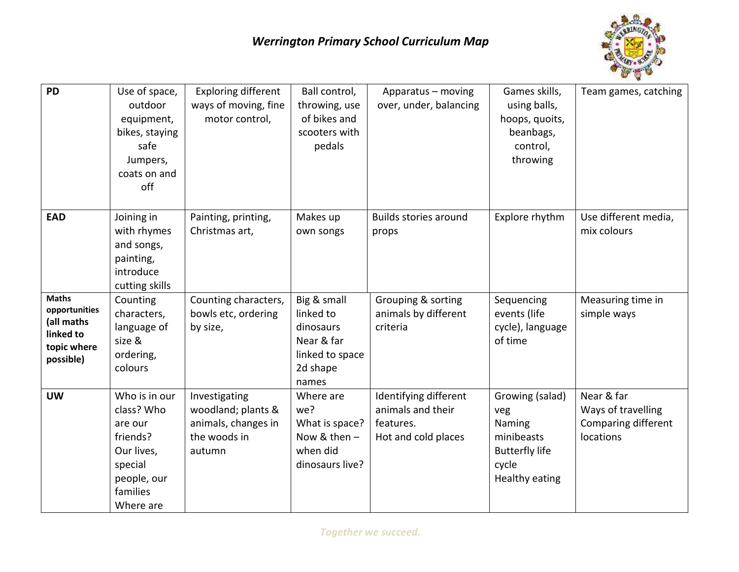# *Werrington Primary School Curriculum Map*

| | | | | | | |
|---|---|---|---|---|---|---|
| **PD** | Use of space, outdoor equipment, bikes, staying safe Jumpers, coats on and off | Exploring different ways of moving, fine motor control, | Ball control, throwing, use of bikes and scooters with pedals | Apparatus – moving over, under, balancing | Games skills, using balls, hoops, quoits, beanbags, control, throwing | Team games, catching |
| **EAD** | Joining in with rhymes and songs, painting, introduce cutting skills | Painting, printing, Christmas art, | Makes up own songs | Builds stories around props | Explore rhythm | Use different media, mix colours |
| **Maths opportunities (all maths linked to topic where possible)** | Counting characters, language of size & ordering, colours | Counting characters, bowls etc, ordering by size, | Big & small linked to dinosaurs Near & far linked to space 2d shape names | Grouping & sorting animals by different criteria | Sequencing events (life cycle), language of time | Measuring time in simple ways |
| **UW** | Who is in our class? Who are our friends? Our lives, special people, our families Where are | Investigating woodland; plants & animals, changes in the woods in autumn | Where are we? What is space? Now & then – when did dinosaurs live? | Identifying different animals and their features. Hot and cold places | Growing (salad) veg Naming minibeasts Butterfly life cycle Healthy eating | Near & far Ways of travelling Comparing different locations |

*Together we succeed.*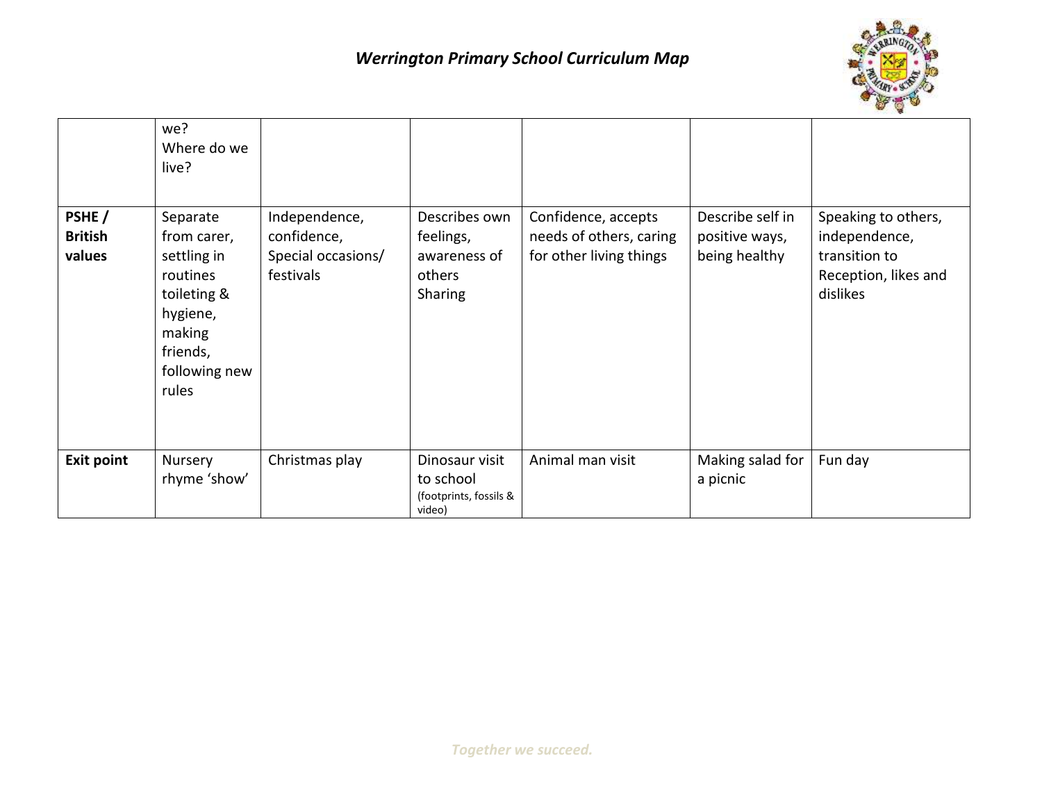| | | | | | | |
|---|---|---|---|---|---|---|
| | we? Where do we live? | | | | | |
| **PSHE / British values** | Separate from carer, settling in routines toileting & hygiene, making friends, following new rules | Independence, confidence, Special occasions/ festivals | Describes own feelings, awareness of others Sharing | Confidence, accepts needs of others, caring for other living things | Describe self in positive ways, being healthy | Speaking to others, independence, transition to Reception, likes and dislikes |
| **Exit point** | Nursery rhyme 'show' | Christmas play | Dinosaur visit to school (footprints, fossils & video) | Animal man visit | Making salad for a picnic | Fun day |